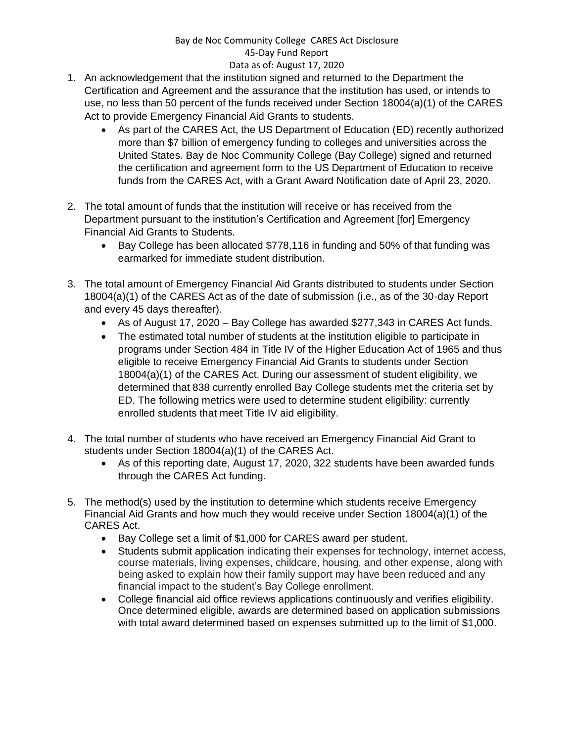Bay de Noc Community College CARES Act Disclosure
45-Day Fund Report
Data as of: August 17, 2020

1. An acknowledgement that the institution signed and returned to the Department the Certification and Agreement and the assurance that the institution has used, or intends to use, no less than 50 percent of the funds received under Section 18004(a)(1) of the CARES Act to provide Emergency Financial Aid Grants to students.
    - As part of the CARES Act, the US Department of Education (ED) recently authorized more than $7 billion of emergency funding to colleges and universities across the United States. Bay de Noc Community College (Bay College) signed and returned the certification and agreement form to the US Department of Education to receive funds from the CARES Act, with a Grant Award Notification date of April 23, 2020.

2. The total amount of funds that the institution will receive or has received from the Department pursuant to the institution's Certification and Agreement [for] Emergency Financial Aid Grants to Students.
    - Bay College has been allocated $778,116 in funding and 50% of that funding was earmarked for immediate student distribution.

3. The total amount of Emergency Financial Aid Grants distributed to students under Section 18004(a)(1) of the CARES Act as of the date of submission (i.e., as of the 30-day Report and every 45 days thereafter).
    - As of August 17, 2020 – Bay College has awarded $277,343 in CARES Act funds.
    - The estimated total number of students at the institution eligible to participate in programs under Section 484 in Title IV of the Higher Education Act of 1965 and thus eligible to receive Emergency Financial Aid Grants to students under Section 18004(a)(1) of the CARES Act. During our assessment of student eligibility, we determined that 838 currently enrolled Bay College students met the criteria set by ED. The following metrics were used to determine student eligibility: currently enrolled students that meet Title IV aid eligibility.

4. The total number of students who have received an Emergency Financial Aid Grant to students under Section 18004(a)(1) of the CARES Act.
    - As of this reporting date, August 17, 2020, 322 students have been awarded funds through the CARES Act funding.

5. The method(s) used by the institution to determine which students receive Emergency Financial Aid Grants and how much they would receive under Section 18004(a)(1) of the CARES Act.
    - Bay College set a limit of $1,000 for CARES award per student.
    - Students submit application indicating their expenses for technology, internet access, course materials, living expenses, childcare, housing, and other expense, along with being asked to explain how their family support may have been reduced and any financial impact to the student's Bay College enrollment.
    - College financial aid office reviews applications continuously and verifies eligibility. Once determined eligible, awards are determined based on application submissions with total award determined based on expenses submitted up to the limit of $1,000.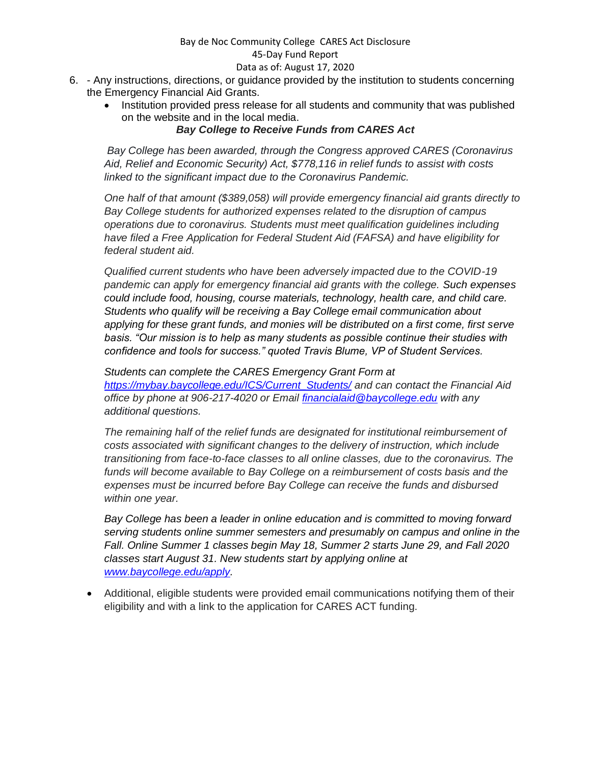Bay de Noc Community College CARES Act Disclosure
45-Day Fund Report
Data as of: August 17, 2020

6. - Any instructions, directions, or guidance provided by the institution to students concerning the Emergency Financial Aid Grants.
   - Institution provided press release for all students and community that was published on the website and in the local media.

***Bay College to Receive Funds from CARES Act***

*Bay College has been awarded, through the Congress approved CARES (Coronavirus Aid, Relief and Economic Security) Act, $778,116 in relief funds to assist with costs linked to the significant impact due to the Coronavirus Pandemic.*

*One half of that amount ($389,058) will provide emergency financial aid grants directly to Bay College students for authorized expenses related to the disruption of campus operations due to coronavirus. Students must meet qualification guidelines including have filed a Free Application for Federal Student Aid (FAFSA) and have eligibility for federal student aid.*

*Qualified current students who have been adversely impacted due to the COVID-19 pandemic can apply for emergency financial aid grants with the college. Such expenses could include food, housing, course materials, technology, health care, and child care. Students who qualify will be receiving a Bay College email communication about applying for these grant funds, and monies will be distributed on a first come, first serve basis. "Our mission is to help as many students as possible continue their studies with confidence and tools for success." quoted Travis Blume, VP of Student Services.*

*Students can complete the CARES Emergency Grant Form at [https://mybay.baycollege.edu/ICS/Current_Students/](https://mybay.baycollege.edu/ICS/Current_Students/) and can contact the Financial Aid office by phone at 906-217-4020 or Email [financialaid@baycollege.edu](mailto:financialaid@baycollege.edu) with any additional questions.*

*The remaining half of the relief funds are designated for institutional reimbursement of costs associated with significant changes to the delivery of instruction, which include transitioning from face-to-face classes to all online classes, due to the coronavirus. The funds will become available to Bay College on a reimbursement of costs basis and the expenses must be incurred before Bay College can receive the funds and disbursed within one year.*

*Bay College has been a leader in online education and is committed to moving forward serving students online summer semesters and presumably on campus and online in the Fall. Online Summer 1 classes begin May 18, Summer 2 starts June 29, and Fall 2020 classes start August 31. New students start by applying online at [www.baycollege.edu/apply](http://www.baycollege.edu/apply).*

- Additional, eligible students were provided email communications notifying them of their eligibility and with a link to the application for CARES ACT funding.